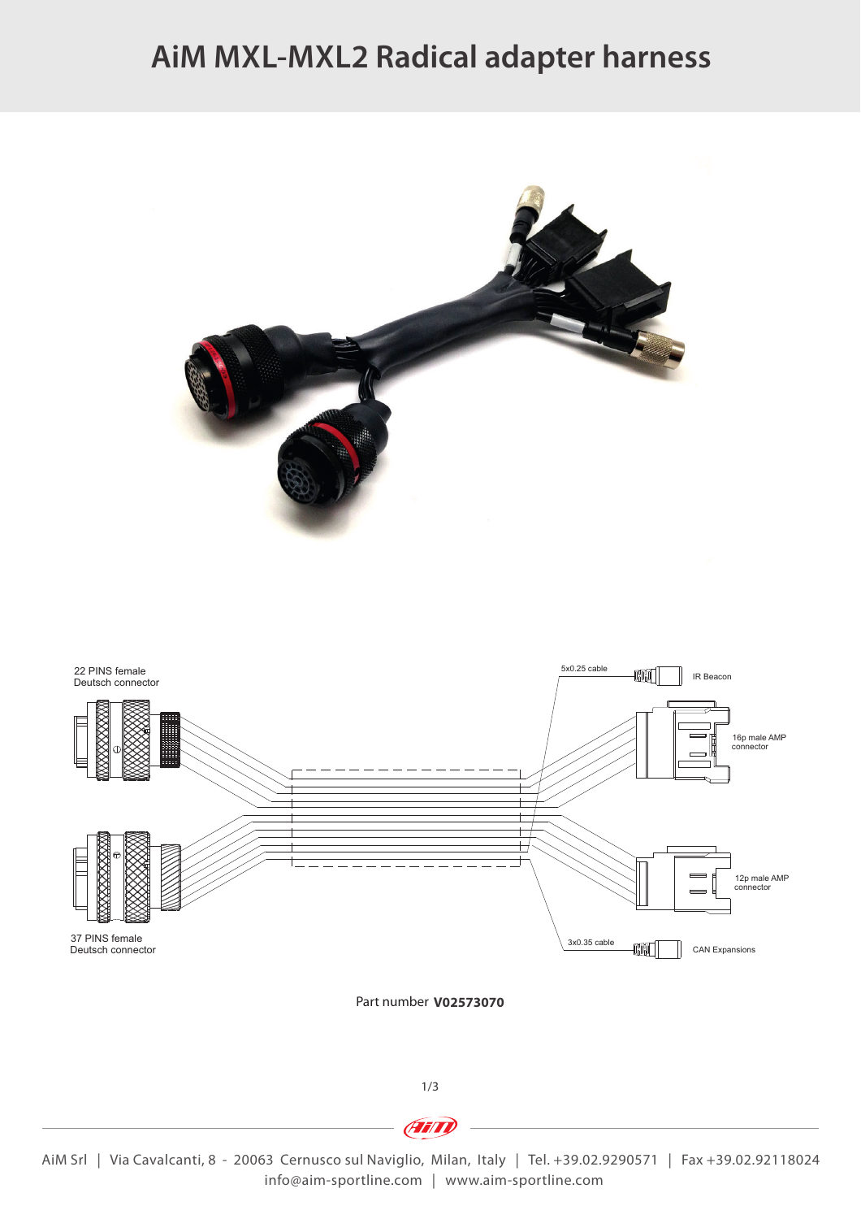# AiM MXL-MXL2 Radical adapter harness

22 PINS female
Deutsch connector

37 PINS female
Deutsch connector

5x0.25 cable

IR Beacon

16p male AMP
connector

12p male AMP
connector

3x0.35 cable

CAN Expansions

Part number **V02573070**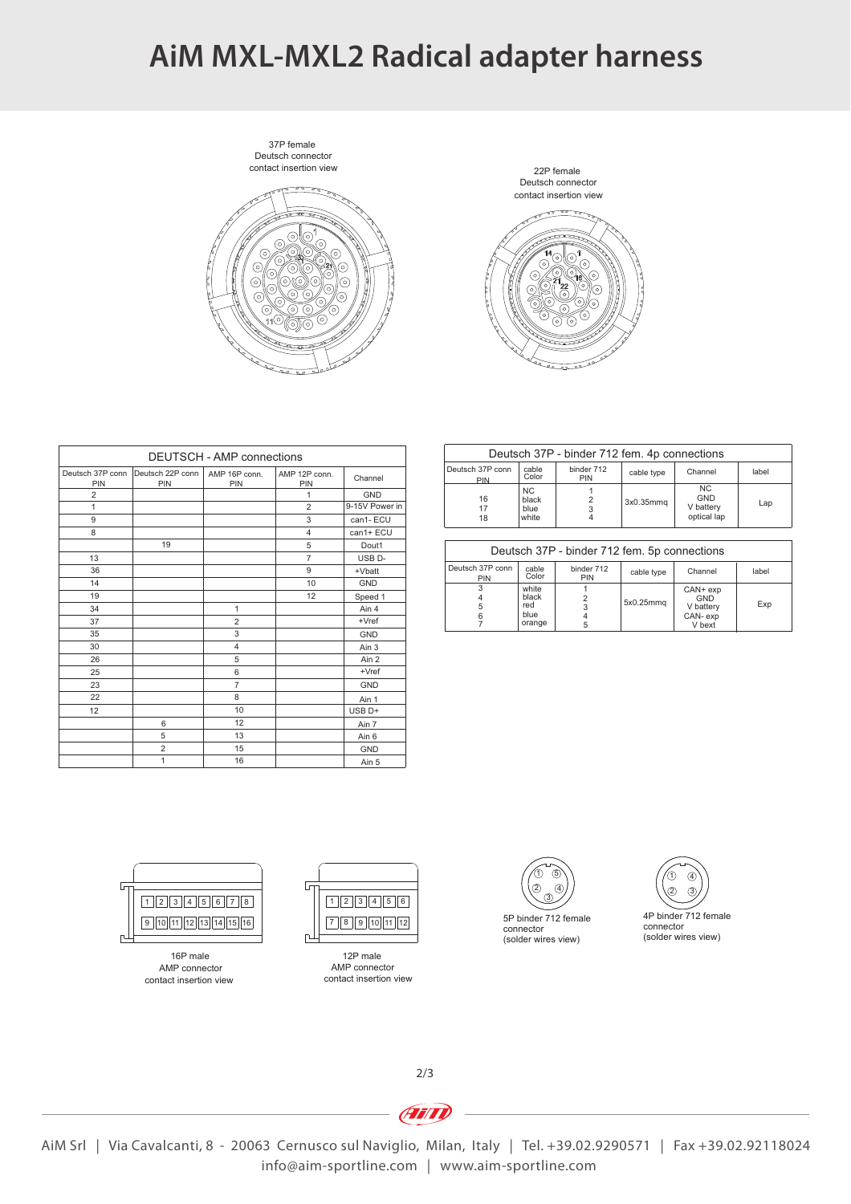# AiM MXL-MXL2 Radical adapter harness

37P female
Deutsch connector
contact insertion view

22P female
Deutsch connector
contact insertion view

| DEUTSCH - AMP connections | | | | |
|---|---|---|---|---|
| Deutsch 37P conn PIN | Deutsch 22P conn PIN | AMP 16P conn. PIN | AMP 12P conn. PIN | Channel |
| 2 | | | 1 | GND |
| 1 | | | 2 | 9-15V Power in |
| 9 | | | 3 | can1- ECU |
| 8 | | | 4 | can1+ ECU |
| | 19 | | 5 | Dout1 |
| 13 | | | 7 | USB D- |
| 36 | | | 9 | +Vbatt |
| 14 | | | 10 | GND |
| 19 | | | 12 | Speed 1 |
| 34 | | 1 | | Ain 4 |
| 37 | | 2 | | +Vref |
| 35 | | 3 | | GND |
| 30 | | 4 | | Ain 3 |
| 26 | | 5 | | Ain 2 |
| 25 | | 6 | | +Vref |
| 23 | | 7 | | GND |
| 22 | | 8 | | Ain 1 |
| 12 | | 10 | | USB D+ |
| | 6 | 12 | | Ain 7 |
| | 5 | 13 | | Ain 6 |
| | 2 | 15 | | GND |
| | 1 | 16 | | Ain 5 |

| Deutsch 37P - binder 712 fem. 4p connections | | | | | |
|---|---|---|---|---|---|
| Deutsch 37P conn PIN | cable Color | binder 712 PIN | cable type | Channel | label |
| 16<br>17<br>18 | NC<br>black<br>blue<br>white | 1<br>2<br>3<br>4 | 3x0.35mmq | NC<br>GND<br>V battery<br>optical lap | Lap |

| Deutsch 37P - binder 712 fem. 5p connections | | | | | |
|---|---|---|---|---|---|
| Deutsch 37P conn PIN | cable Color | binder 712 PIN | cable type | Channel | label |
| 3<br>4<br>5<br>6<br>7 | white<br>black<br>red<br>blue<br>orange | 1<br>2<br>3<br>4<br>5 | 5x0.25mmq | CAN+ exp<br>GND<br>V battery<br>CAN- exp<br>V bext | Exp |

16P male
AMP connector
contact insertion view

12P male
AMP connector
contact insertion view

5P binder 712 female
connector
(solder wires view)

4P binder 712 female
connector
(solder wires view)

AiM Srl | Via Cavalcanti, 8 - 20063 Cernusco sul Naviglio, Milan, Italy | Tel. +39.02.9290571 | Fax +39.02.92118024
info@aim-sportline.com | www.aim-sportline.com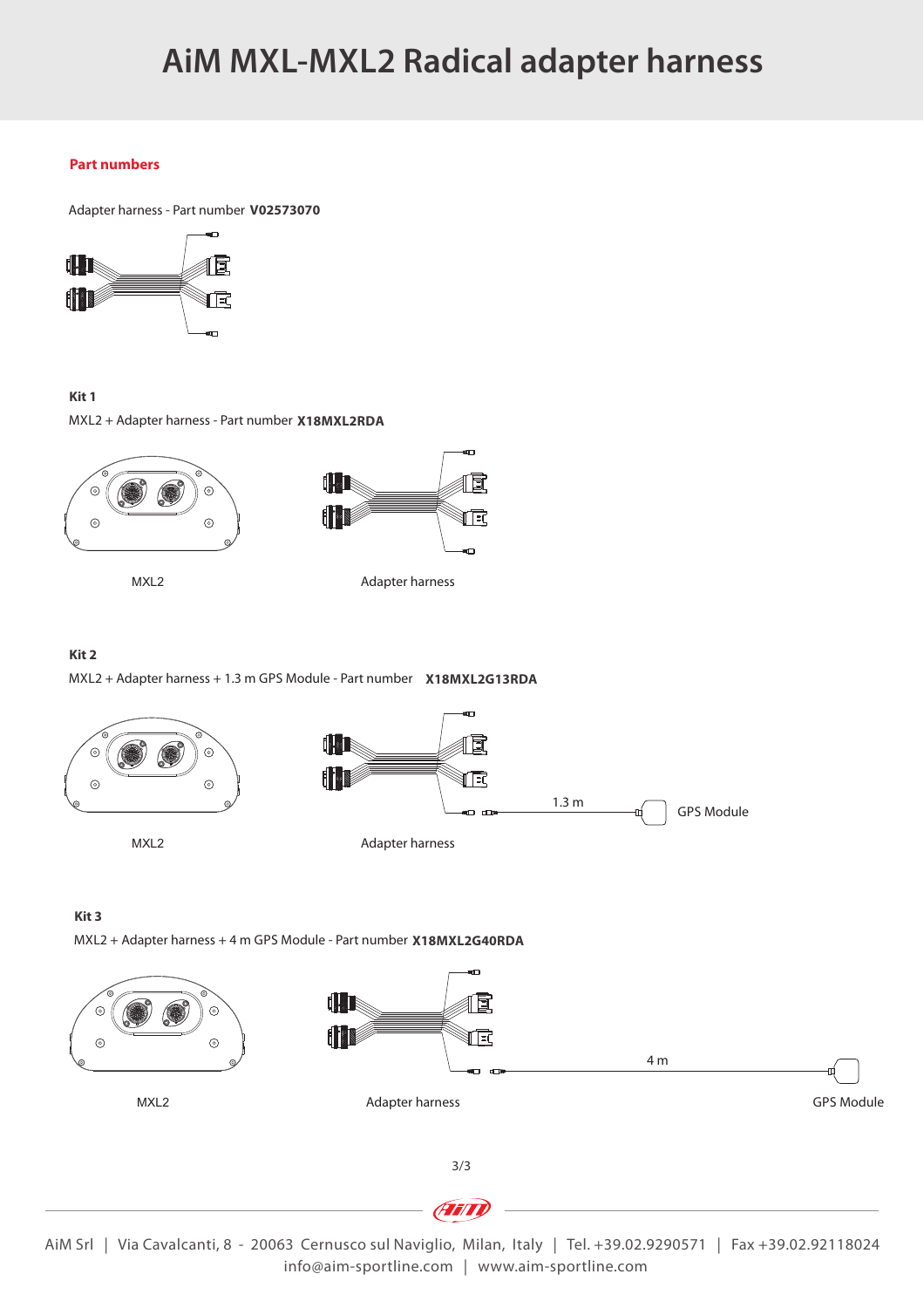# AiM MXL-MXL2 Radical adapter harness

## Part numbers

Adapter harness - Part number **V02573070**

**Kit 1**

MXL2 + Adapter harness - Part number **X18MXL2RDA**

MXL2

Adapter harness

**Kit 2**

MXL2 + Adapter harness + 1.3 m GPS Module - Part number **X18MXL2G13RDA**

1.3 m

GPS Module

MXL2

Adapter harness

**Kit 3**

MXL2 + Adapter harness + 4 m GPS Module - Part number **X18MXL2G40RDA**

4 m

MXL2

Adapter harness

GPS Module

AiM Srl | Via Cavalcanti, 8 - 20063 Cernusco sul Naviglio, Milan, Italy | Tel. +39.02.9290571 | Fax +39.02.92118024
info@aim-sportline.com | www.aim-sportline.com